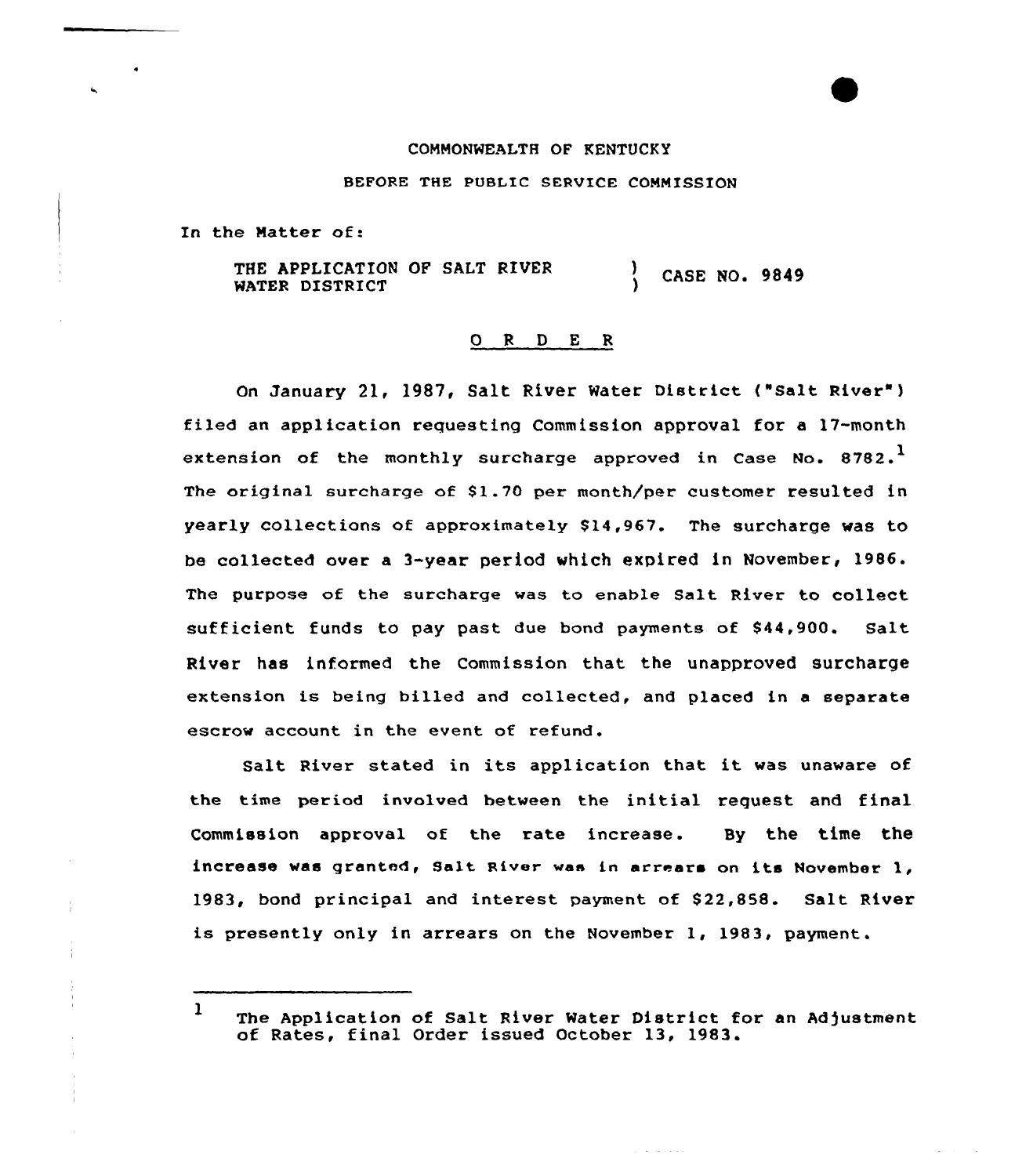COMMONWEALTH OF KENTUCKY

BEFORE THE PUBLIC SERVICE COMMISSION

In the Matter of:

THE APPLICATION OF SALT RIVER WATER DISTRICT ) CASE NO. 9849

## O R D E R

On January 21, 1987, Salt River Water District ("Salt River") filed an application requesting Commission approval for a 17-month extension of the monthly surcharge approved in Case No. 8782.[1] The original surcharge of $1.70 per month/per customer resulted in yearly collections of approximately $14,967. The surcharge was to be collected over a 3-year period which expired in November, 1986. The purpose of the surcharge was to enable Salt River to collect sufficient funds to pay past due bond payments of $44,900. Salt River has informed the Commission that the unapproved surcharge extension is being billed and collected, and placed in a separate escrow account in the event of refund.

Salt River stated in its application that it was unaware of the time period involved between the initial request and final Commission approval of the rate increase. By the time the increase was granted, Salt River was in arrears on its November 1, 1983, bond principal and interest payment of $22,858. Salt River is presently only in arrears on the November 1, 1983, payment.

---

[1] The Application of Salt River Water District for an Adjustment of Rates, final Order issued October 13, 1983.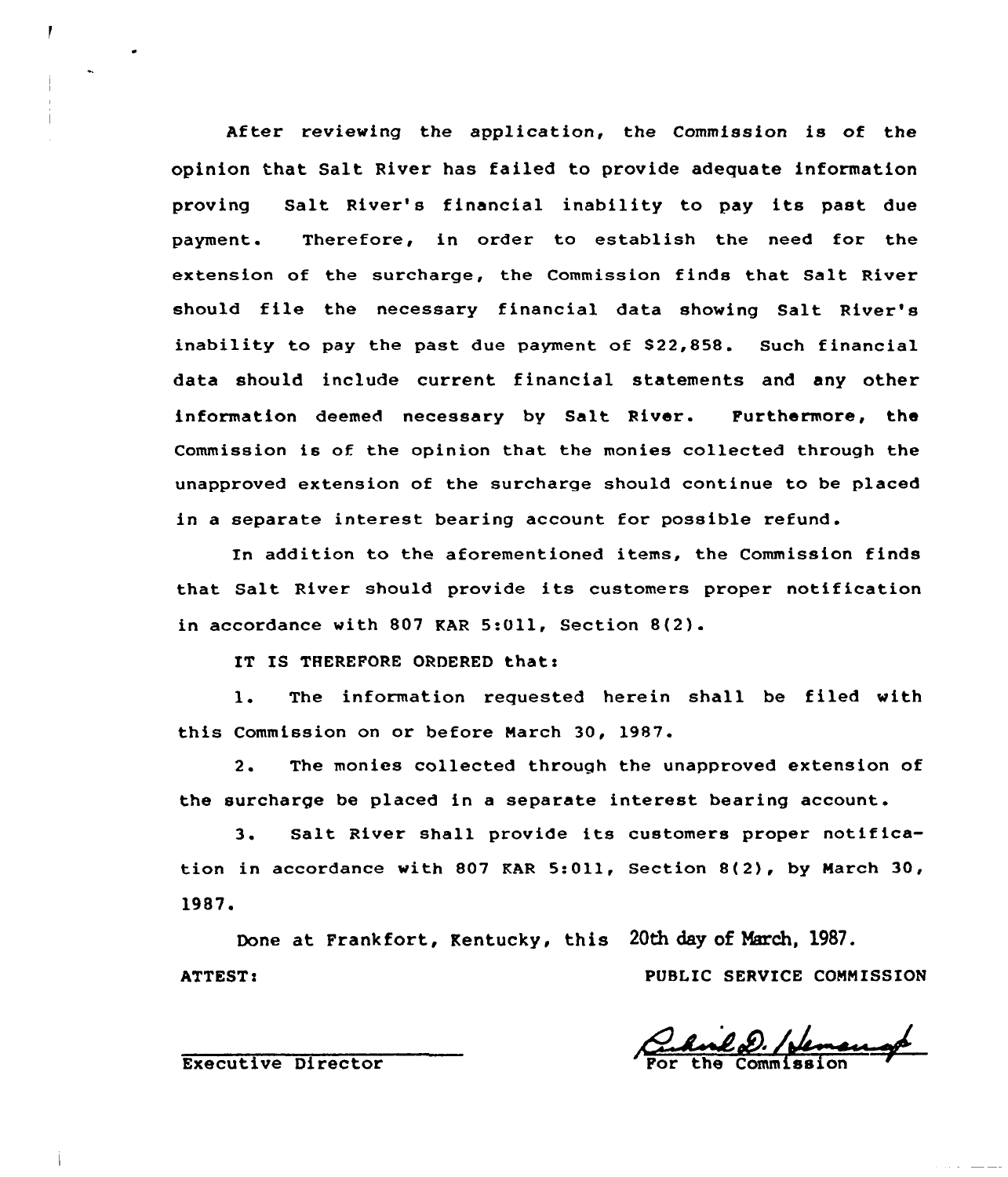After reviewing the application, the Commission is of the opinion that Salt River has failed to provide adequate information proving Salt River's financial inability to pay its past due payment. Therefore, in order to establish the need for the extension of the surcharge, the Commission finds that Salt River should file the necessary financial data showing Salt River's inability to pay the past due payment of $22,858. Such financial data should include current financial statements and any other information deemed necessary by Salt River. Furthermore, the Commission is of the opinion that the monies collected through the unapproved extension of the surcharge should continue to be placed in a separate interest bearing account for possible refund.

In addition to the aforementioned items, the Commission finds that Salt River should provide its customers proper notification in accordance with 807 KAR 5:011, Section 8(2).

IT IS THEREFORE ORDERED that:

1. The information requested herein shall be filed with this Commission on or before March 30, 1987.

2. The monies collected through the unapproved extension of the surcharge be placed in a separate interest bearing account.

3. Salt River shall provide its customers proper notification in accordance with 807 KAR 5:011, Section 8(2), by March 30, 1987.

Done at Frankfort, Kentucky, this 20th day of March, 1987.

ATTEST:

PUBLIC SERVICE COMMISSION

Executive Director

For the Commission